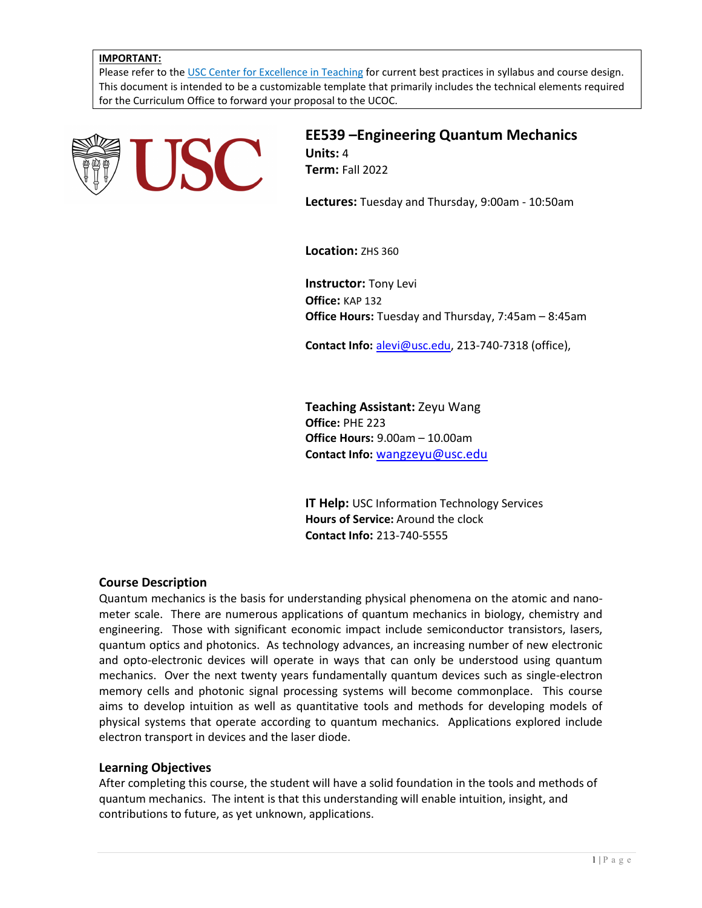**IMPORTANT:**
Please refer to the USC Center for Excellence in Teaching for current best practices in syllabus and course design. This document is intended to be a customizable template that primarily includes the technical elements required for the Curriculum Office to forward your proposal to the UCOC.

# EE539 –Engineering Quantum Mechanics

**Units:** 4
**Term:** Fall 2022

**Lectures:** Tuesday and Thursday, 9:00am - 10:50am

**Location:** ZHS 360

**Instructor:** Tony Levi
**Office:** KAP 132
**Office Hours:** Tuesday and Thursday, 7:45am – 8:45am

**Contact Info:** alevi@usc.edu, 213-740-7318 (office),

**Teaching Assistant:** Zeyu Wang
**Office:** PHE 223
**Office Hours:** 9.00am – 10.00am
**Contact Info:** wangzeyu@usc.edu

**IT Help:** USC Information Technology Services
**Hours of Service:** Around the clock
**Contact Info:** 213-740-5555

## Course Description

Quantum mechanics is the basis for understanding physical phenomena on the atomic and nano-meter scale. There are numerous applications of quantum mechanics in biology, chemistry and engineering. Those with significant economic impact include semiconductor transistors, lasers, quantum optics and photonics. As technology advances, an increasing number of new electronic and opto-electronic devices will operate in ways that can only be understood using quantum mechanics. Over the next twenty years fundamentally quantum devices such as single-electron memory cells and photonic signal processing systems will become commonplace. This course aims to develop intuition as well as quantitative tools and methods for developing models of physical systems that operate according to quantum mechanics. Applications explored include electron transport in devices and the laser diode.

## Learning Objectives

After completing this course, the student will have a solid foundation in the tools and methods of quantum mechanics. The intent is that this understanding will enable intuition, insight, and contributions to future, as yet unknown, applications.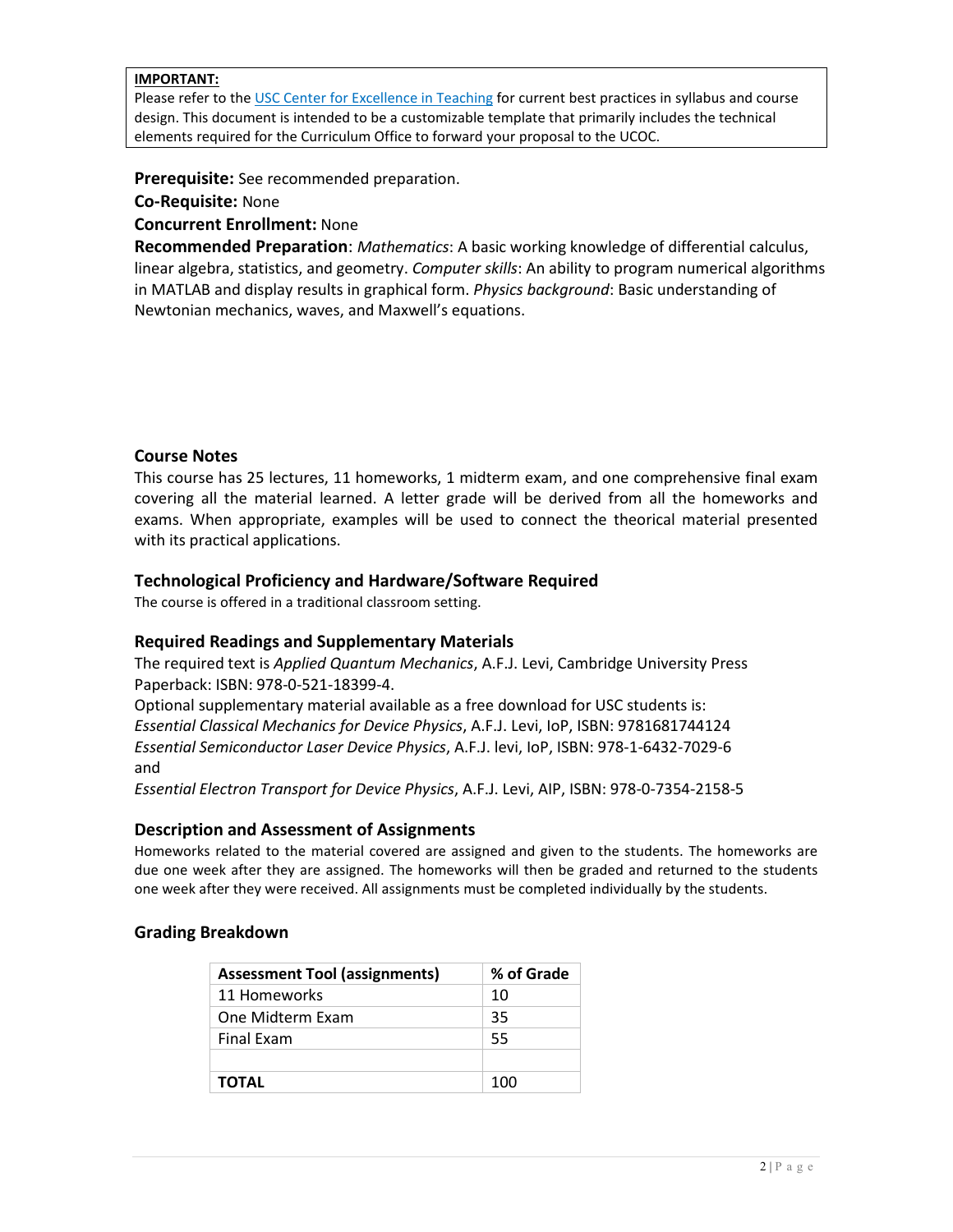**IMPORTANT:**
Please refer to the [USC Center for Excellence in Teaching] for current best practices in syllabus and course design. This document is intended to be a customizable template that primarily includes the technical elements required for the Curriculum Office to forward your proposal to the UCOC.

**Prerequisite:** See recommended preparation.

**Co-Requisite:** None

**Concurrent Enrollment:** None

**Recommended Preparation**: *Mathematics*: A basic working knowledge of differential calculus, linear algebra, statistics, and geometry. *Computer skills*: An ability to program numerical algorithms in MATLAB and display results in graphical form. *Physics background*: Basic understanding of Newtonian mechanics, waves, and Maxwell's equations.

### Course Notes

This course has 25 lectures, 11 homeworks, 1 midterm exam, and one comprehensive final exam covering all the material learned. A letter grade will be derived from all the homeworks and exams. When appropriate, examples will be used to connect the theorical material presented with its practical applications.

### Technological Proficiency and Hardware/Software Required

The course is offered in a traditional classroom setting.

### Required Readings and Supplementary Materials

The required text is *Applied Quantum Mechanics*, A.F.J. Levi, Cambridge University Press Paperback: ISBN: 978-0-521-18399-4.
Optional supplementary material available as a free download for USC students is:
*Essential Classical Mechanics for Device Physics*, A.F.J. Levi, IoP, ISBN: 9781681744124
*Essential Semiconductor Laser Device Physics*, A.F.J. levi, IoP, ISBN: 978-1-6432-7029-6
and
*Essential Electron Transport for Device Physics*, A.F.J. Levi, AIP, ISBN: 978-0-7354-2158-5

### Description and Assessment of Assignments

Homeworks related to the material covered are assigned and given to the students. The homeworks are due one week after they are assigned. The homeworks will then be graded and returned to the students one week after they were received. All assignments must be completed individually by the students.

### Grading Breakdown

| Assessment Tool (assignments) | % of Grade |
|---|---|
| 11 Homeworks | 10 |
| One Midterm Exam | 35 |
| Final Exam | 55 |
| | |
| **TOTAL** | 100 |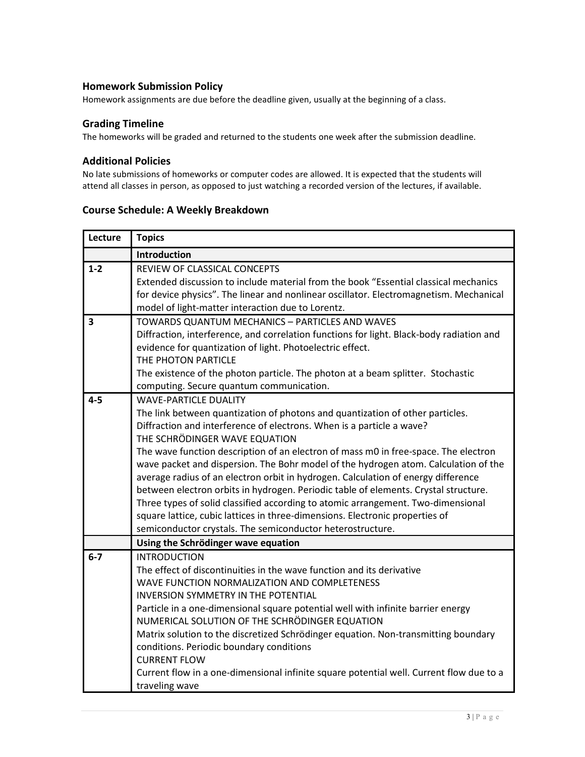### Homework Submission Policy

Homework assignments are due before the deadline given, usually at the beginning of a class.

### Grading Timeline

The homeworks will be graded and returned to the students one week after the submission deadline.

### Additional Policies

No late submissions of homeworks or computer codes are allowed. It is expected that the students will attend all classes in person, as opposed to just watching a recorded version of the lectures, if available.

### Course Schedule: A Weekly Breakdown

| Lecture | Topics |
| --- | --- |
| | **Introduction** |
| **1-2** | REVIEW OF CLASSICAL CONCEPTS<br>Extended discussion to include material from the book "Essential classical mechanics for device physics". The linear and nonlinear oscillator. Electromagnetism. Mechanical model of light-matter interaction due to Lorentz. |
| **3** | TOWARDS QUANTUM MECHANICS – PARTICLES AND WAVES<br>Diffraction, interference, and correlation functions for light. Black-body radiation and evidence for quantization of light. Photoelectric effect.<br>THE PHOTON PARTICLE<br>The existence of the photon particle. The photon at a beam splitter. Stochastic computing. Secure quantum communication. |
| **4-5** | WAVE-PARTICLE DUALITY<br>The link between quantization of photons and quantization of other particles. Diffraction and interference of electrons. When is a particle a wave?<br>THE SCHRÖDINGER WAVE EQUATION<br>The wave function description of an electron of mass m0 in free-space. The electron wave packet and dispersion. The Bohr model of the hydrogen atom. Calculation of the average radius of an electron orbit in hydrogen. Calculation of energy difference between electron orbits in hydrogen. Periodic table of elements. Crystal structure. Three types of solid classified according to atomic arrangement. Two-dimensional square lattice, cubic lattices in three-dimensions. Electronic properties of semiconductor crystals. The semiconductor heterostructure. |
| | **Using the Schrödinger wave equation** |
| **6-7** | INTRODUCTION<br>The effect of discontinuities in the wave function and its derivative<br>WAVE FUNCTION NORMALIZATION AND COMPLETENESS<br>INVERSION SYMMETRY IN THE POTENTIAL<br>Particle in a one-dimensional square potential well with infinite barrier energy<br>NUMERICAL SOLUTION OF THE SCHRÖDINGER EQUATION<br>Matrix solution to the discretized Schrödinger equation. Non-transmitting boundary conditions. Periodic boundary conditions<br>CURRENT FLOW<br>Current flow in a one-dimensional infinite square potential well. Current flow due to a traveling wave |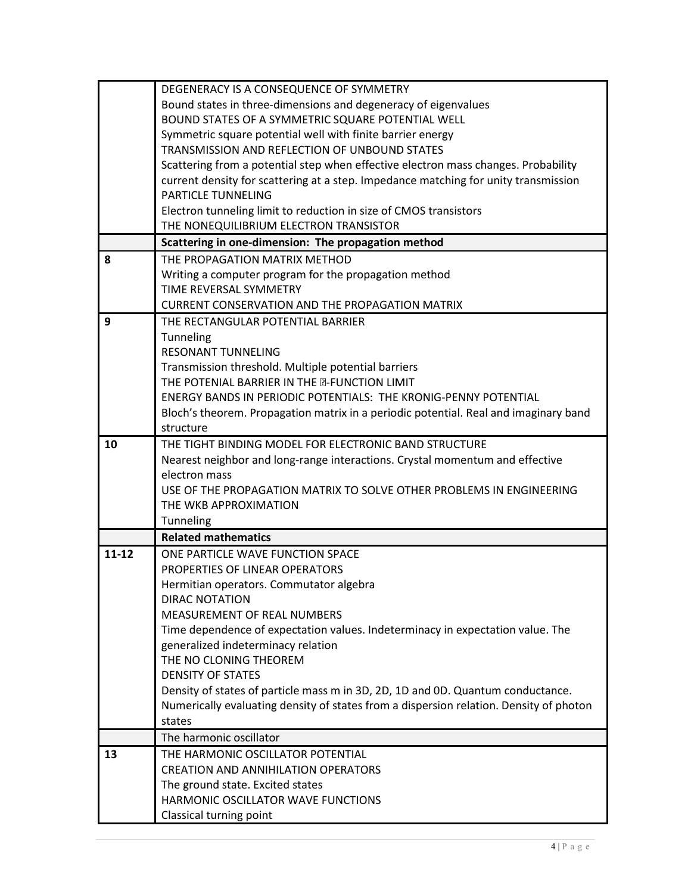| | |
|---|---|
| | DEGENERACY IS A CONSEQUENCE OF SYMMETRY<br>Bound states in three-dimensions and degeneracy of eigenvalues<br>BOUND STATES OF A SYMMETRIC SQUARE POTENTIAL WELL<br>Symmetric square potential well with finite barrier energy<br>TRANSMISSION AND REFLECTION OF UNBOUND STATES<br>Scattering from a potential step when effective electron mass changes. Probability current density for scattering at a step. Impedance matching for unity transmission<br>PARTICLE TUNNELING<br>Electron tunneling limit to reduction in size of CMOS transistors<br>THE NONEQUILIBRIUM ELECTRON TRANSISTOR |
| | **Scattering in one-dimension: The propagation method** |
| **8** | THE PROPAGATION MATRIX METHOD<br>Writing a computer program for the propagation method<br>TIME REVERSAL SYMMETRY<br>CURRENT CONSERVATION AND THE PROPAGATION MATRIX |
| **9** | THE RECTANGULAR POTENTIAL BARRIER<br>Tunneling<br>RESONANT TUNNELING<br>Transmission threshold. Multiple potential barriers<br>THE POTENIAL BARRIER IN THE �-FUNCTION LIMIT<br>ENERGY BANDS IN PERIODIC POTENTIALS: THE KRONIG-PENNY POTENTIAL<br>Bloch's theorem. Propagation matrix in a periodic potential. Real and imaginary band structure |
| **10** | THE TIGHT BINDING MODEL FOR ELECTRONIC BAND STRUCTURE<br>Nearest neighbor and long-range interactions. Crystal momentum and effective electron mass<br>USE OF THE PROPAGATION MATRIX TO SOLVE OTHER PROBLEMS IN ENGINEERING<br>THE WKB APPROXIMATION<br>Tunneling |
| | **Related mathematics** |
| **11-12** | ONE PARTICLE WAVE FUNCTION SPACE<br>PROPERTIES OF LINEAR OPERATORS<br>Hermitian operators. Commutator algebra<br>DIRAC NOTATION<br>MEASUREMENT OF REAL NUMBERS<br>Time dependence of expectation values. Indeterminacy in expectation value. The generalized indeterminacy relation<br>THE NO CLONING THEOREM<br>DENSITY OF STATES<br>Density of states of particle mass m in 3D, 2D, 1D and 0D. Quantum conductance. Numerically evaluating density of states from a dispersion relation. Density of photon states |
| | The harmonic oscillator |
| **13** | THE HARMONIC OSCILLATOR POTENTIAL<br>CREATION AND ANNIHILATION OPERATORS<br>The ground state. Excited states<br>HARMONIC OSCILLATOR WAVE FUNCTIONS<br>Classical turning point |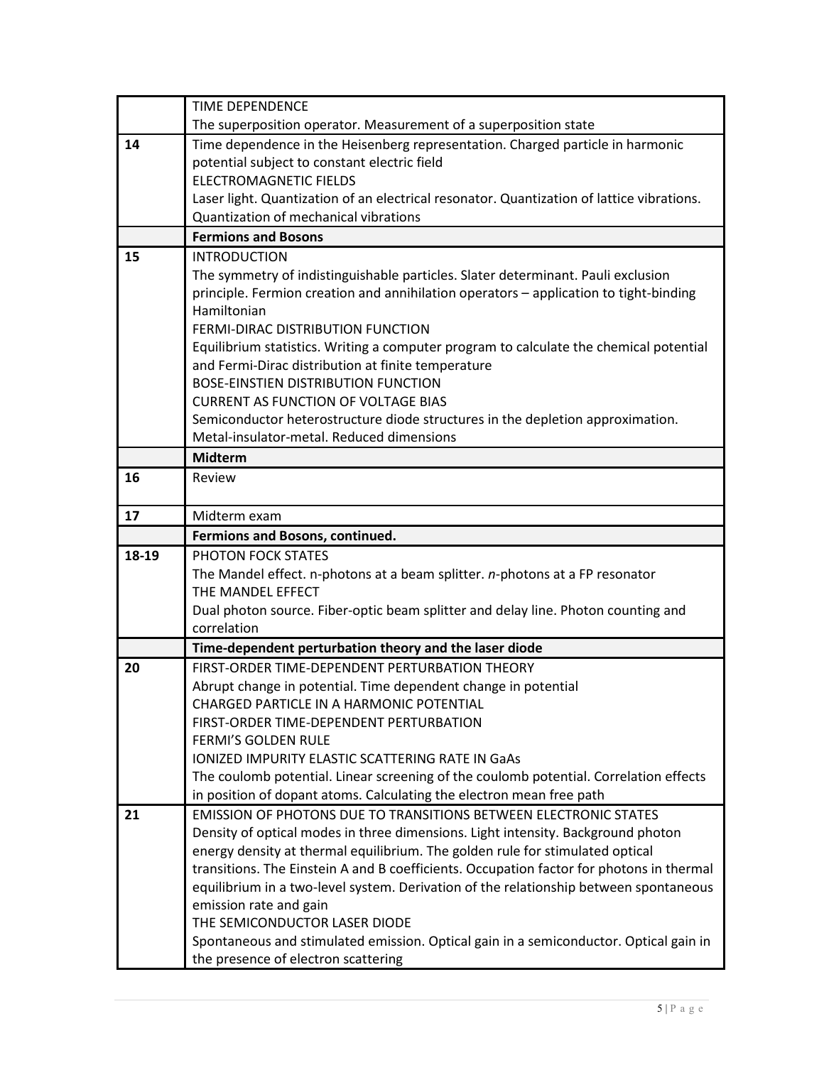| | |
|---|---|
| | TIME DEPENDENCE<br>The superposition operator. Measurement of a superposition state |
| **14** | Time dependence in the Heisenberg representation. Charged particle in harmonic potential subject to constant electric field<br>ELECTROMAGNETIC FIELDS<br>Laser light. Quantization of an electrical resonator. Quantization of lattice vibrations. Quantization of mechanical vibrations |
| | **Fermions and Bosons** |
| **15** | INTRODUCTION<br>The symmetry of indistinguishable particles. Slater determinant. Pauli exclusion principle. Fermion creation and annihilation operators – application to tight-binding Hamiltonian<br>FERMI-DIRAC DISTRIBUTION FUNCTION<br>Equilibrium statistics. Writing a computer program to calculate the chemical potential and Fermi-Dirac distribution at finite temperature<br>BOSE-EINSTIEN DISTRIBUTION FUNCTION<br>CURRENT AS FUNCTION OF VOLTAGE BIAS<br>Semiconductor heterostructure diode structures in the depletion approximation. Metal-insulator-metal. Reduced dimensions |
| | **Midterm** |
| **16** | Review |
| **17** | Midterm exam |
| | **Fermions and Bosons, continued.** |
| **18-19** | PHOTON FOCK STATES<br>The Mandel effect. n-photons at a beam splitter. *n*-photons at a FP resonator<br>THE MANDEL EFFECT<br>Dual photon source. Fiber-optic beam splitter and delay line. Photon counting and correlation |
| | **Time-dependent perturbation theory and the laser diode** |
| **20** | FIRST-ORDER TIME-DEPENDENT PERTURBATION THEORY<br>Abrupt change in potential. Time dependent change in potential<br>CHARGED PARTICLE IN A HARMONIC POTENTIAL<br>FIRST-ORDER TIME-DEPENDENT PERTURBATION<br>FERMI'S GOLDEN RULE<br>IONIZED IMPURITY ELASTIC SCATTERING RATE IN GaAs<br>The coulomb potential. Linear screening of the coulomb potential. Correlation effects in position of dopant atoms. Calculating the electron mean free path |
| **21** | EMISSION OF PHOTONS DUE TO TRANSITIONS BETWEEN ELECTRONIC STATES<br>Density of optical modes in three dimensions. Light intensity. Background photon energy density at thermal equilibrium. The golden rule for stimulated optical transitions. The Einstein A and B coefficients. Occupation factor for photons in thermal equilibrium in a two-level system. Derivation of the relationship between spontaneous emission rate and gain<br>THE SEMICONDUCTOR LASER DIODE<br>Spontaneous and stimulated emission. Optical gain in a semiconductor. Optical gain in the presence of electron scattering |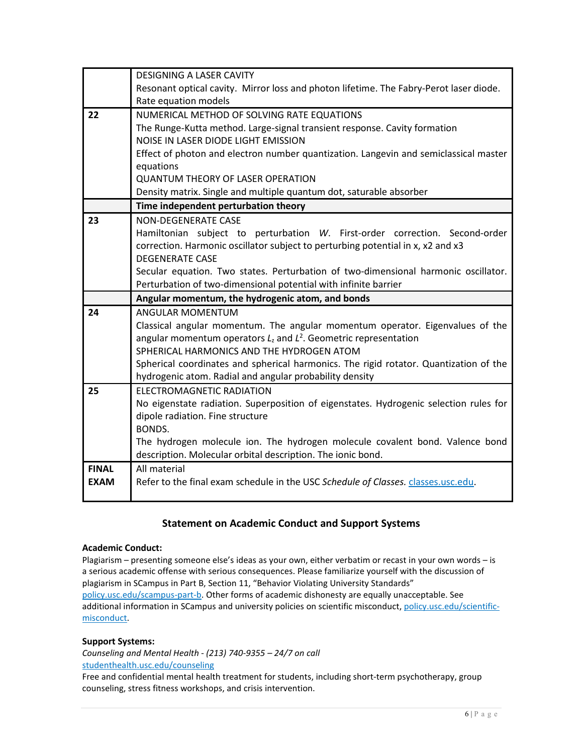| | |
|---|---|
| | DESIGNING A LASER CAVITY<br>Resonant optical cavity. Mirror loss and photon lifetime. The Fabry-Perot laser diode. Rate equation models |
| **22** | NUMERICAL METHOD OF SOLVING RATE EQUATIONS<br>The Runge-Kutta method. Large-signal transient response. Cavity formation<br>NOISE IN LASER DIODE LIGHT EMISSION<br>Effect of photon and electron number quantization. Langevin and semiclassical master equations<br>QUANTUM THEORY OF LASER OPERATION<br>Density matrix. Single and multiple quantum dot, saturable absorber |
| | **Time independent perturbation theory** |
| **23** | NON-DEGENERATE CASE<br>Hamiltonian subject to perturbation *W*. First-order correction. Second-order correction. Harmonic oscillator subject to perturbing potential in x, x2 and x3<br>DEGENERATE CASE<br>Secular equation. Two states. Perturbation of two-dimensional harmonic oscillator. Perturbation of two-dimensional potential with infinite barrier |
| | **Angular momentum, the hydrogenic atom, and bonds** |
| **24** | ANGULAR MOMENTUM<br>Classical angular momentum. The angular momentum operator. Eigenvalues of the angular momentum operators $L_z$ and $L^2$. Geometric representation<br>SPHERICAL HARMONICS AND THE HYDROGEN ATOM<br>Spherical coordinates and spherical harmonics. The rigid rotator. Quantization of the hydrogenic atom. Radial and angular probability density |
| **25** | ELECTROMAGNETIC RADIATION<br>No eigenstate radiation. Superposition of eigenstates. Hydrogenic selection rules for dipole radiation. Fine structure<br>BONDS.<br>The hydrogen molecule ion. The hydrogen molecule covalent bond. Valence bond description. Molecular orbital description. The ionic bond. |
| **FINAL EXAM** | All material<br>Refer to the final exam schedule in the USC *Schedule of Classes.* classes.usc.edu. |

## Statement on Academic Conduct and Support Systems

**Academic Conduct:**

Plagiarism – presenting someone else's ideas as your own, either verbatim or recast in your own words – is a serious academic offense with serious consequences. Please familiarize yourself with the discussion of plagiarism in SCampus in Part B, Section 11, "Behavior Violating University Standards" policy.usc.edu/scampus-part-b. Other forms of academic dishonesty are equally unacceptable. See additional information in SCampus and university policies on scientific misconduct, policy.usc.edu/scientific-misconduct.

**Support Systems:**

*Counseling and Mental Health - (213) 740-9355 – 24/7 on call*
studenthealth.usc.edu/counseling
Free and confidential mental health treatment for students, including short-term psychotherapy, group counseling, stress fitness workshops, and crisis intervention.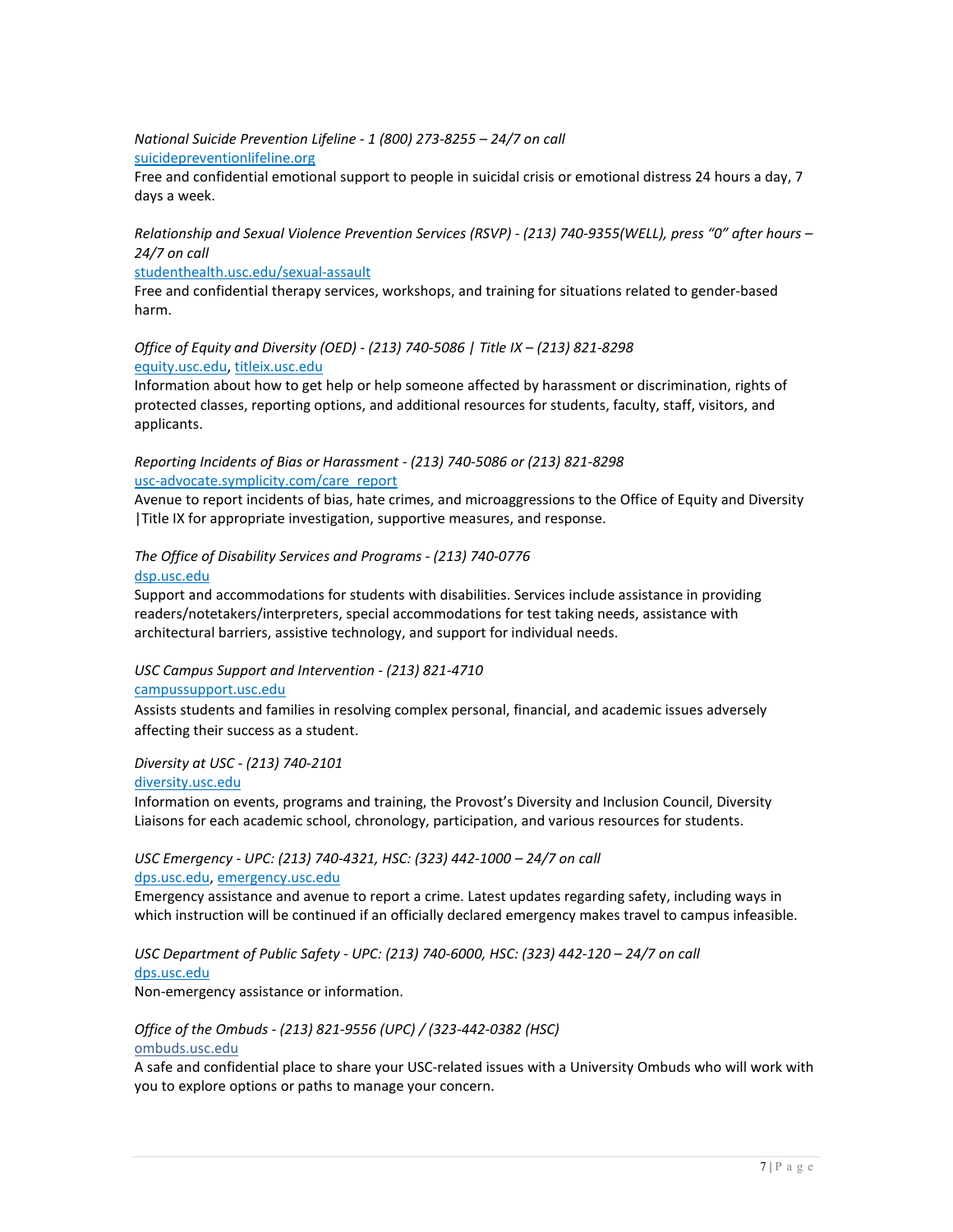*National Suicide Prevention Lifeline - 1 (800) 273-8255 – 24/7 on call*
suicidepreventionlifeline.org
Free and confidential emotional support to people in suicidal crisis or emotional distress 24 hours a day, 7 days a week.

*Relationship and Sexual Violence Prevention Services (RSVP) - (213) 740-9355(WELL), press "0" after hours – 24/7 on call*
studenthealth.usc.edu/sexual-assault
Free and confidential therapy services, workshops, and training for situations related to gender-based harm.

*Office of Equity and Diversity (OED) - (213) 740-5086 | Title IX – (213) 821-8298*
equity.usc.edu, titleix.usc.edu
Information about how to get help or help someone affected by harassment or discrimination, rights of protected classes, reporting options, and additional resources for students, faculty, staff, visitors, and applicants.

*Reporting Incidents of Bias or Harassment - (213) 740-5086 or (213) 821-8298*
usc-advocate.symplicity.com/care_report
Avenue to report incidents of bias, hate crimes, and microaggressions to the Office of Equity and Diversity |Title IX for appropriate investigation, supportive measures, and response.

*The Office of Disability Services and Programs - (213) 740-0776*
dsp.usc.edu
Support and accommodations for students with disabilities. Services include assistance in providing readers/notetakers/interpreters, special accommodations for test taking needs, assistance with architectural barriers, assistive technology, and support for individual needs.

*USC Campus Support and Intervention - (213) 821-4710*
campussupport.usc.edu
Assists students and families in resolving complex personal, financial, and academic issues adversely affecting their success as a student.

*Diversity at USC - (213) 740-2101*
diversity.usc.edu
Information on events, programs and training, the Provost's Diversity and Inclusion Council, Diversity Liaisons for each academic school, chronology, participation, and various resources for students.

*USC Emergency - UPC: (213) 740-4321, HSC: (323) 442-1000 – 24/7 on call*
dps.usc.edu, emergency.usc.edu
Emergency assistance and avenue to report a crime. Latest updates regarding safety, including ways in which instruction will be continued if an officially declared emergency makes travel to campus infeasible.

*USC Department of Public Safety - UPC: (213) 740-6000, HSC: (323) 442-120 – 24/7 on call*
dps.usc.edu
Non-emergency assistance or information.

*Office of the Ombuds - (213) 821-9556 (UPC) / (323-442-0382 (HSC)*
ombuds.usc.edu
A safe and confidential place to share your USC-related issues with a University Ombuds who will work with you to explore options or paths to manage your concern.